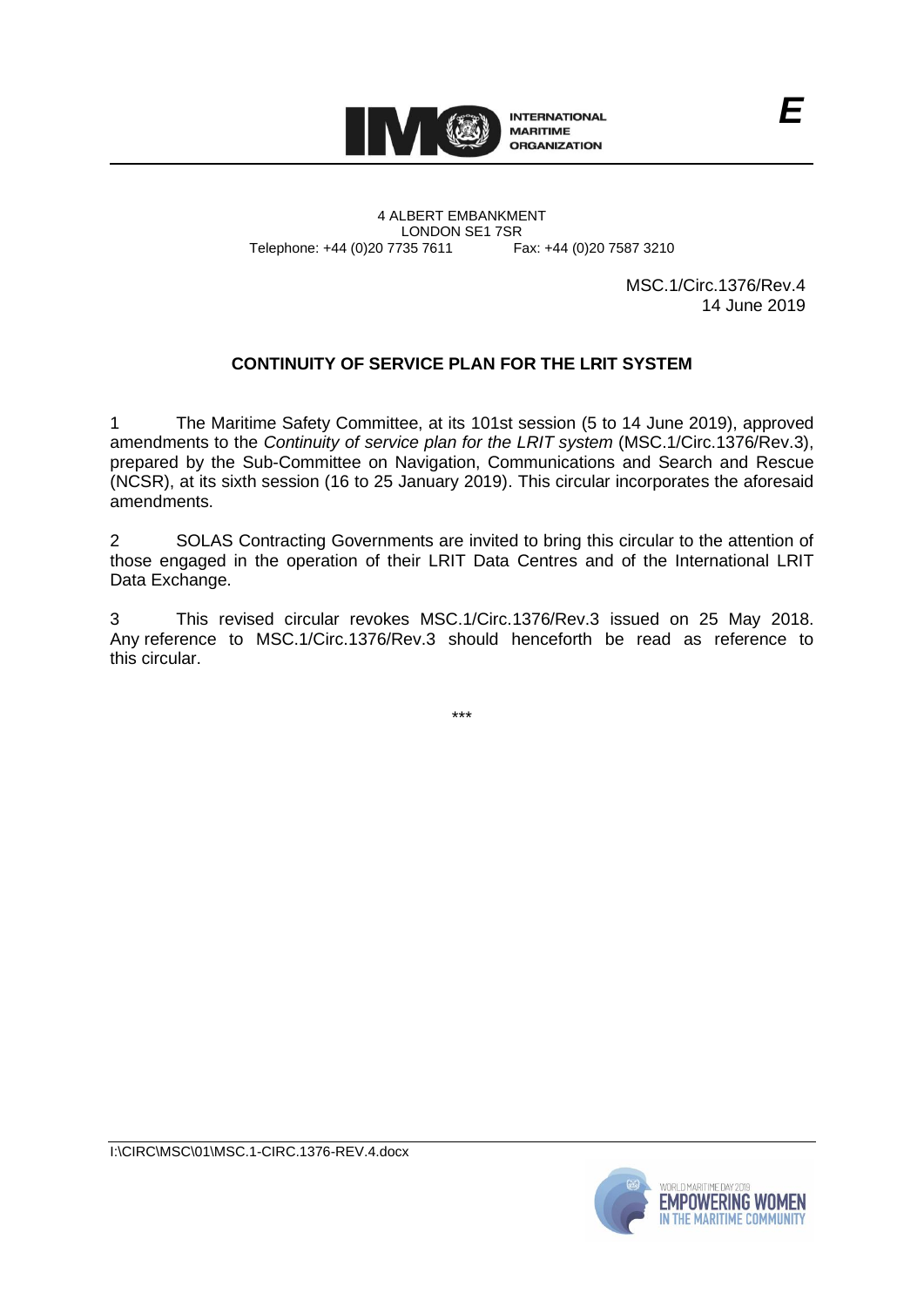INTERNATIONAL MARITIME ORGANIZATION

E

4 ALBERT EMBANKMENT
LONDON SE1 7SR
Telephone: +44 (0)20 7735 7611 Fax: +44 (0)20 7587 3210

MSC.1/Circ.1376/Rev.4
14 June 2019

**CONTINUITY OF SERVICE PLAN FOR THE LRIT SYSTEM**

1 The Maritime Safety Committee, at its 101st session (5 to 14 June 2019), approved amendments to the *Continuity of service plan for the LRIT system* (MSC.1/Circ.1376/Rev.3), prepared by the Sub-Committee on Navigation, Communications and Search and Rescue (NCSR), at its sixth session (16 to 25 January 2019). This circular incorporates the aforesaid amendments.

2 SOLAS Contracting Governments are invited to bring this circular to the attention of those engaged in the operation of their LRIT Data Centres and of the International LRIT Data Exchange.

3 This revised circular revokes MSC.1/Circ.1376/Rev.3 issued on 25 May 2018. Any reference to MSC.1/Circ.1376/Rev.3 should henceforth be read as reference to this circular.

\*\*\*

I:\CIRC\MSC\01\MSC.1-CIRC.1376-REV.4.docx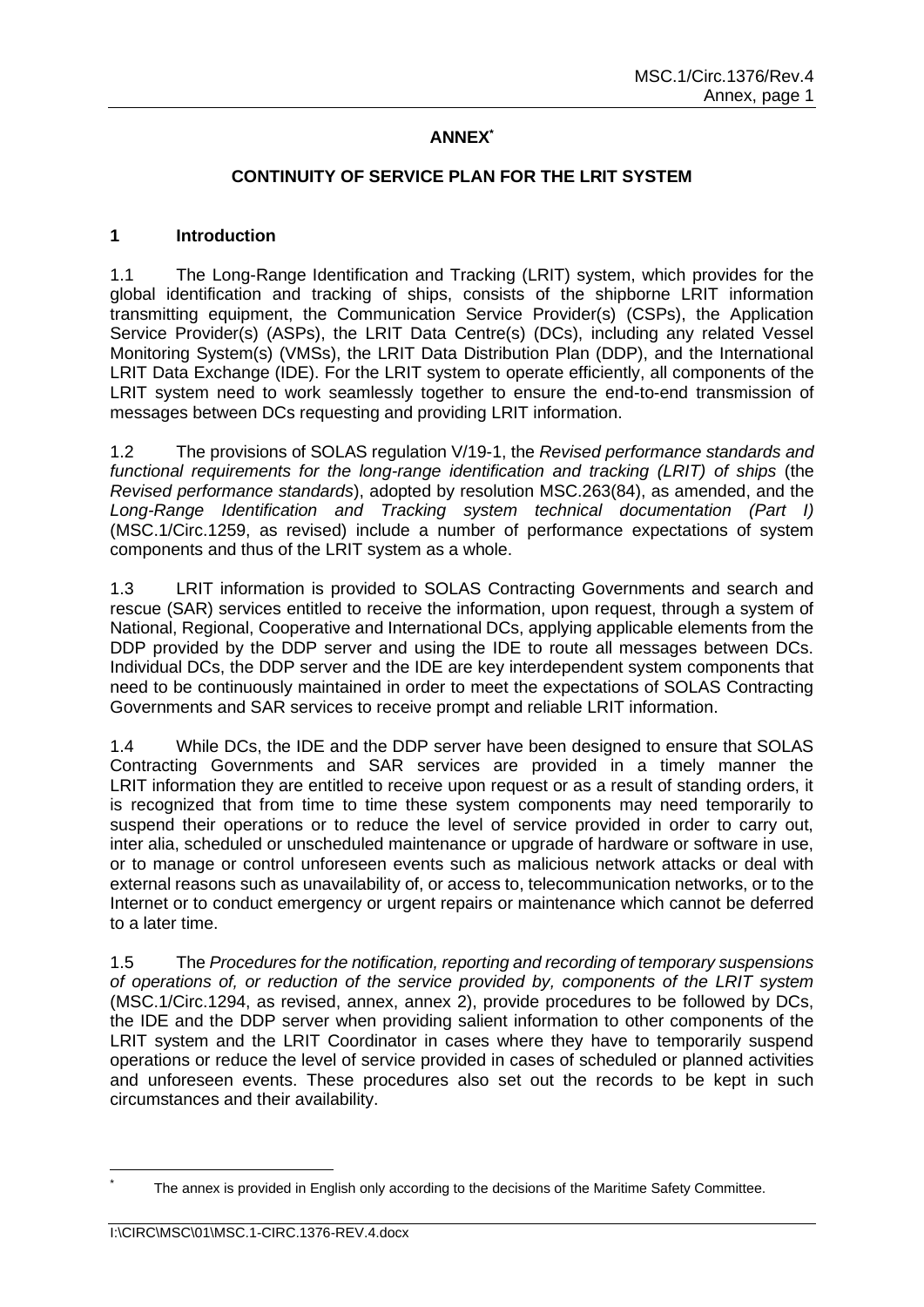# ANNEX[*]

## CONTINUITY OF SERVICE PLAN FOR THE LRIT SYSTEM

### 1 Introduction

1.1 The Long-Range Identification and Tracking (LRIT) system, which provides for the global identification and tracking of ships, consists of the shipborne LRIT information transmitting equipment, the Communication Service Provider(s) (CSPs), the Application Service Provider(s) (ASPs), the LRIT Data Centre(s) (DCs), including any related Vessel Monitoring System(s) (VMSs), the LRIT Data Distribution Plan (DDP), and the International LRIT Data Exchange (IDE). For the LRIT system to operate efficiently, all components of the LRIT system need to work seamlessly together to ensure the end-to-end transmission of messages between DCs requesting and providing LRIT information.

1.2 The provisions of SOLAS regulation V/19-1, the *Revised performance standards and functional requirements for the long-range identification and tracking (LRIT) of ships* (the *Revised performance standards*), adopted by resolution MSC.263(84), as amended, and the *Long-Range Identification and Tracking system technical documentation (Part I)* (MSC.1/Circ.1259, as revised) include a number of performance expectations of system components and thus of the LRIT system as a whole.

1.3 LRIT information is provided to SOLAS Contracting Governments and search and rescue (SAR) services entitled to receive the information, upon request, through a system of National, Regional, Cooperative and International DCs, applying applicable elements from the DDP provided by the DDP server and using the IDE to route all messages between DCs. Individual DCs, the DDP server and the IDE are key interdependent system components that need to be continuously maintained in order to meet the expectations of SOLAS Contracting Governments and SAR services to receive prompt and reliable LRIT information.

1.4 While DCs, the IDE and the DDP server have been designed to ensure that SOLAS Contracting Governments and SAR services are provided in a timely manner the LRIT information they are entitled to receive upon request or as a result of standing orders, it is recognized that from time to time these system components may need temporarily to suspend their operations or to reduce the level of service provided in order to carry out, inter alia, scheduled or unscheduled maintenance or upgrade of hardware or software in use, or to manage or control unforeseen events such as malicious network attacks or deal with external reasons such as unavailability of, or access to, telecommunication networks, or to the Internet or to conduct emergency or urgent repairs or maintenance which cannot be deferred to a later time.

1.5 The *Procedures for the notification, reporting and recording of temporary suspensions of operations of, or reduction of the service provided by, components of the LRIT system* (MSC.1/Circ.1294, as revised, annex, annex 2), provide procedures to be followed by DCs, the IDE and the DDP server when providing salient information to other components of the LRIT system and the LRIT Coordinator in cases where they have to temporarily suspend operations or reduce the level of service provided in cases of scheduled or planned activities and unforeseen events. These procedures also set out the records to be kept in such circumstances and their availability.

[*] The annex is provided in English only according to the decisions of the Maritime Safety Committee.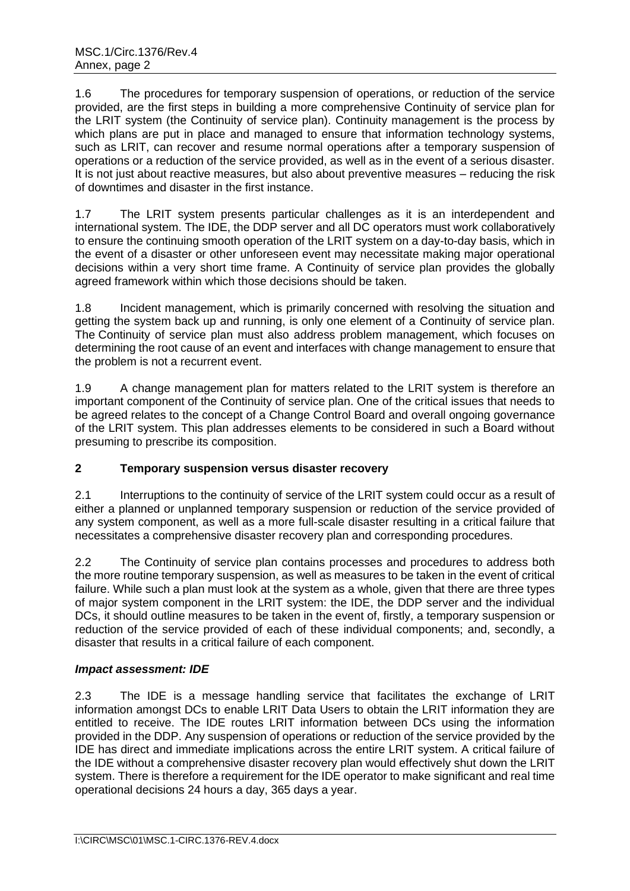1.6 The procedures for temporary suspension of operations, or reduction of the service provided, are the first steps in building a more comprehensive Continuity of service plan for the LRIT system (the Continuity of service plan). Continuity management is the process by which plans are put in place and managed to ensure that information technology systems, such as LRIT, can recover and resume normal operations after a temporary suspension of operations or a reduction of the service provided, as well as in the event of a serious disaster. It is not just about reactive measures, but also about preventive measures – reducing the risk of downtimes and disaster in the first instance.

1.7 The LRIT system presents particular challenges as it is an interdependent and international system. The IDE, the DDP server and all DC operators must work collaboratively to ensure the continuing smooth operation of the LRIT system on a day-to-day basis, which in the event of a disaster or other unforeseen event may necessitate making major operational decisions within a very short time frame. A Continuity of service plan provides the globally agreed framework within which those decisions should be taken.

1.8 Incident management, which is primarily concerned with resolving the situation and getting the system back up and running, is only one element of a Continuity of service plan. The Continuity of service plan must also address problem management, which focuses on determining the root cause of an event and interfaces with change management to ensure that the problem is not a recurrent event.

1.9 A change management plan for matters related to the LRIT system is therefore an important component of the Continuity of service plan. One of the critical issues that needs to be agreed relates to the concept of a Change Control Board and overall ongoing governance of the LRIT system. This plan addresses elements to be considered in such a Board without presuming to prescribe its composition.

## 2 Temporary suspension versus disaster recovery

2.1 Interruptions to the continuity of service of the LRIT system could occur as a result of either a planned or unplanned temporary suspension or reduction of the service provided of any system component, as well as a more full-scale disaster resulting in a critical failure that necessitates a comprehensive disaster recovery plan and corresponding procedures.

2.2 The Continuity of service plan contains processes and procedures to address both the more routine temporary suspension, as well as measures to be taken in the event of critical failure. While such a plan must look at the system as a whole, given that there are three types of major system component in the LRIT system: the IDE, the DDP server and the individual DCs, it should outline measures to be taken in the event of, firstly, a temporary suspension or reduction of the service provided of each of these individual components; and, secondly, a disaster that results in a critical failure of each component.

### *Impact assessment: IDE*

2.3 The IDE is a message handling service that facilitates the exchange of LRIT information amongst DCs to enable LRIT Data Users to obtain the LRIT information they are entitled to receive. The IDE routes LRIT information between DCs using the information provided in the DDP. Any suspension of operations or reduction of the service provided by the IDE has direct and immediate implications across the entire LRIT system. A critical failure of the IDE without a comprehensive disaster recovery plan would effectively shut down the LRIT system. There is therefore a requirement for the IDE operator to make significant and real time operational decisions 24 hours a day, 365 days a year.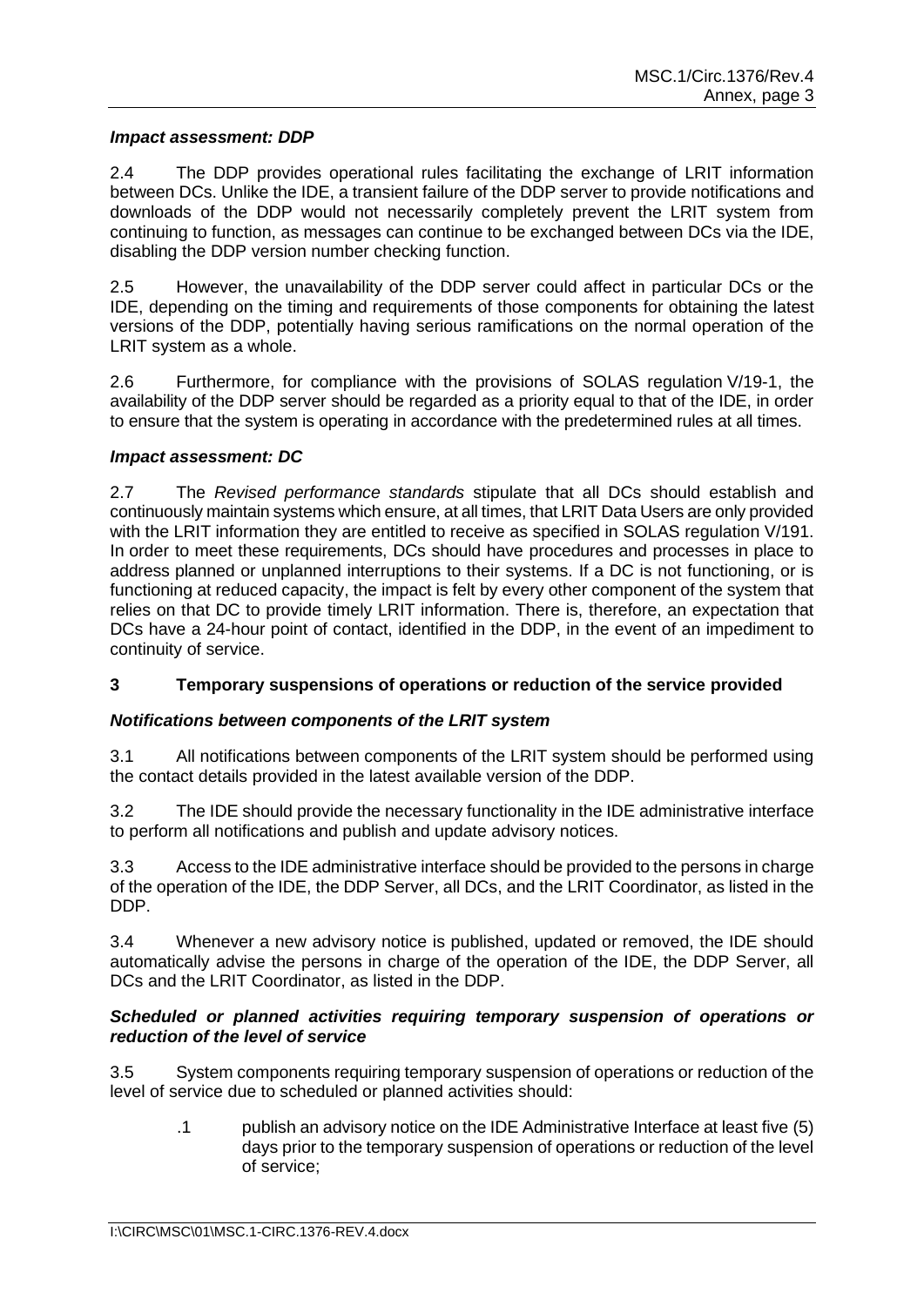***Impact assessment: DDP***

2.4 The DDP provides operational rules facilitating the exchange of LRIT information between DCs. Unlike the IDE, a transient failure of the DDP server to provide notifications and downloads of the DDP would not necessarily completely prevent the LRIT system from continuing to function, as messages can continue to be exchanged between DCs via the IDE, disabling the DDP version number checking function.

2.5 However, the unavailability of the DDP server could affect in particular DCs or the IDE, depending on the timing and requirements of those components for obtaining the latest versions of the DDP, potentially having serious ramifications on the normal operation of the LRIT system as a whole.

2.6 Furthermore, for compliance with the provisions of SOLAS regulation V/19-1, the availability of the DDP server should be regarded as a priority equal to that of the IDE, in order to ensure that the system is operating in accordance with the predetermined rules at all times.

***Impact assessment: DC***

2.7 The *Revised performance standards* stipulate that all DCs should establish and continuously maintain systems which ensure, at all times, that LRIT Data Users are only provided with the LRIT information they are entitled to receive as specified in SOLAS regulation V/191. In order to meet these requirements, DCs should have procedures and processes in place to address planned or unplanned interruptions to their systems. If a DC is not functioning, or is functioning at reduced capacity, the impact is felt by every other component of the system that relies on that DC to provide timely LRIT information. There is, therefore, an expectation that DCs have a 24-hour point of contact, identified in the DDP, in the event of an impediment to continuity of service.

## 3 Temporary suspensions of operations or reduction of the service provided

***Notifications between components of the LRIT system***

3.1 All notifications between components of the LRIT system should be performed using the contact details provided in the latest available version of the DDP.

3.2 The IDE should provide the necessary functionality in the IDE administrative interface to perform all notifications and publish and update advisory notices.

3.3 Access to the IDE administrative interface should be provided to the persons in charge of the operation of the IDE, the DDP Server, all DCs, and the LRIT Coordinator, as listed in the DDP.

3.4 Whenever a new advisory notice is published, updated or removed, the IDE should automatically advise the persons in charge of the operation of the IDE, the DDP Server, all DCs and the LRIT Coordinator, as listed in the DDP.

***Scheduled or planned activities requiring temporary suspension of operations or reduction of the level of service***

3.5 System components requiring temporary suspension of operations or reduction of the level of service due to scheduled or planned activities should:

.1 publish an advisory notice on the IDE Administrative Interface at least five (5) days prior to the temporary suspension of operations or reduction of the level of service;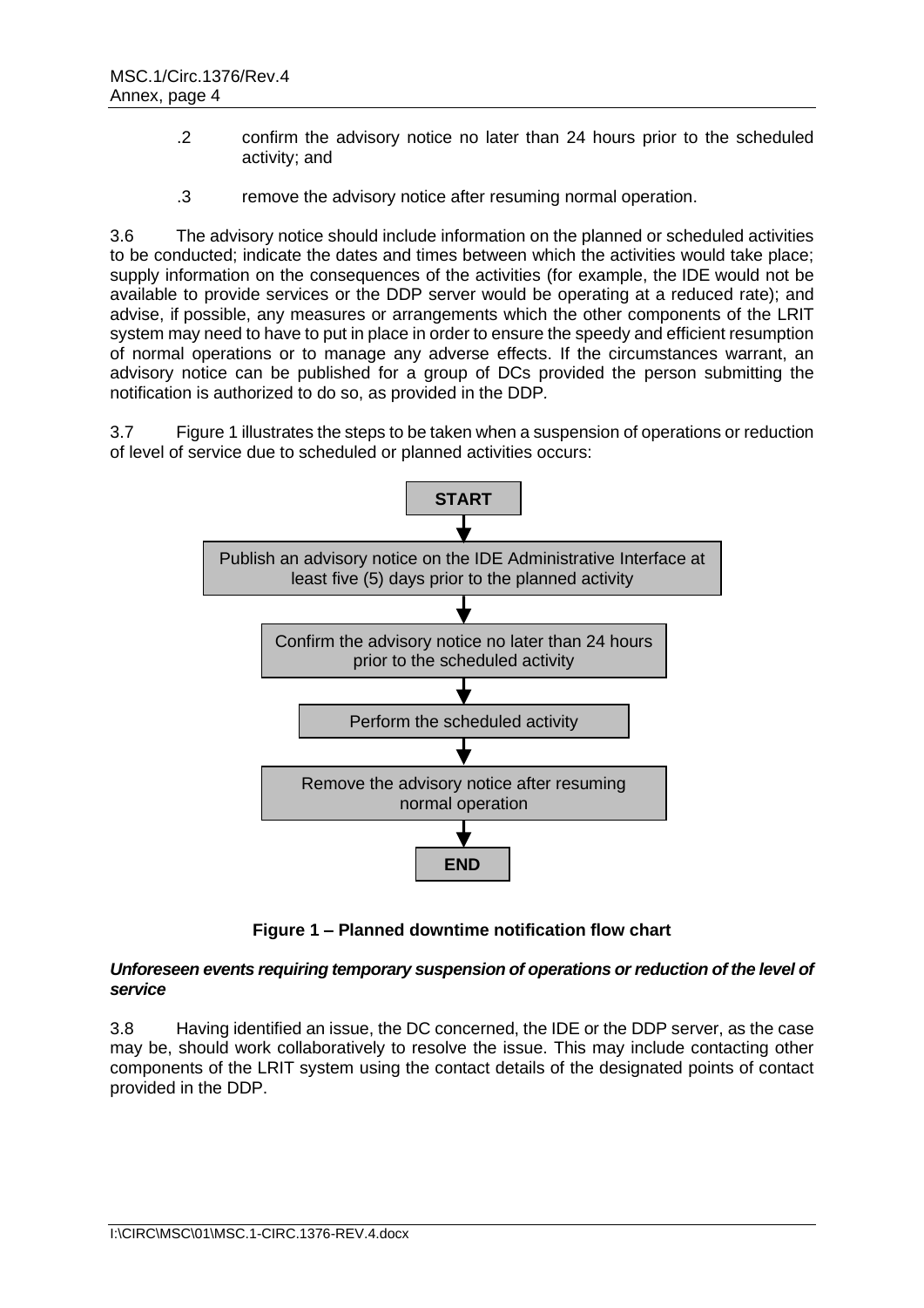.2 confirm the advisory notice no later than 24 hours prior to the scheduled activity; and

.3 remove the advisory notice after resuming normal operation.

3.6 The advisory notice should include information on the planned or scheduled activities to be conducted; indicate the dates and times between which the activities would take place; supply information on the consequences of the activities (for example, the IDE would not be available to provide services or the DDP server would be operating at a reduced rate); and advise, if possible, any measures or arrangements which the other components of the LRIT system may need to have to put in place in order to ensure the speedy and efficient resumption of normal operations or to manage any adverse effects. If the circumstances warrant, an advisory notice can be published for a group of DCs provided the person submitting the notification is authorized to do so, as provided in the DDP.

3.7 Figure 1 illustrates the steps to be taken when a suspension of operations or reduction of level of service due to scheduled or planned activities occurs:

**START**

↓

Publish an advisory notice on the IDE Administrative Interface at least five (5) days prior to the planned activity

↓

Confirm the advisory notice no later than 24 hours prior to the scheduled activity

↓

Perform the scheduled activity

↓

Remove the advisory notice after resuming normal operation

↓

**END**

**Figure 1 – Planned downtime notification flow chart**

***Unforeseen events requiring temporary suspension of operations or reduction of the level of service***

3.8 Having identified an issue, the DC concerned, the IDE or the DDP server, as the case may be, should work collaboratively to resolve the issue. This may include contacting other components of the LRIT system using the contact details of the designated points of contact provided in the DDP.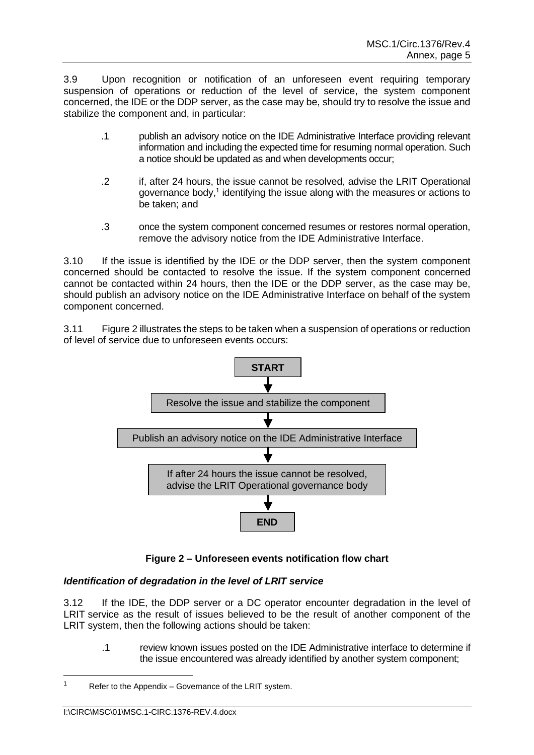3.9 Upon recognition or notification of an unforeseen event requiring temporary suspension of operations or reduction of the level of service, the system component concerned, the IDE or the DDP server, as the case may be, should try to resolve the issue and stabilize the component and, in particular:

.1 publish an advisory notice on the IDE Administrative Interface providing relevant information and including the expected time for resuming normal operation. Such a notice should be updated as and when developments occur;

.2 if, after 24 hours, the issue cannot be resolved, advise the LRIT Operational governance body,[1] identifying the issue along with the measures or actions to be taken; and

.3 once the system component concerned resumes or restores normal operation, remove the advisory notice from the IDE Administrative Interface.

3.10 If the issue is identified by the IDE or the DDP server, then the system component concerned should be contacted to resolve the issue. If the system component concerned cannot be contacted within 24 hours, then the IDE or the DDP server, as the case may be, should publish an advisory notice on the IDE Administrative Interface on behalf of the system component concerned.

3.11 Figure 2 illustrates the steps to be taken when a suspension of operations or reduction of level of service due to unforeseen events occurs:

**START**

↓

Resolve the issue and stabilize the component

↓

Publish an advisory notice on the IDE Administrative Interface

↓

If after 24 hours the issue cannot be resolved, advise the LRIT Operational governance body

↓

**END**

**Figure 2 – Unforeseen events notification flow chart**

***Identification of degradation in the level of LRIT service***

3.12 If the IDE, the DDP server or a DC operator encounter degradation in the level of LRIT service as the result of issues believed to be the result of another component of the LRIT system, then the following actions should be taken:

.1 review known issues posted on the IDE Administrative interface to determine if the issue encountered was already identified by another system component;

---

[1] Refer to the Appendix – Governance of the LRIT system.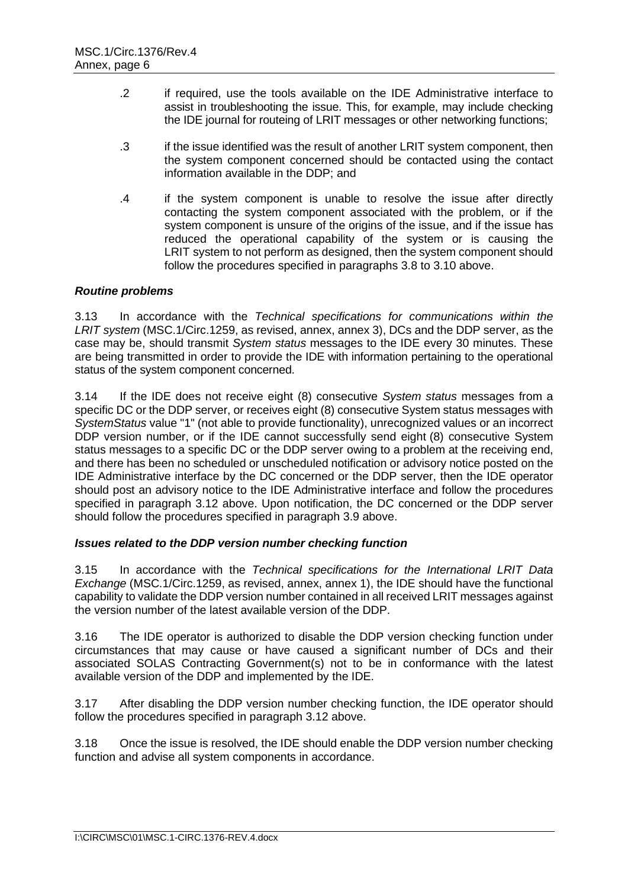.2 if required, use the tools available on the IDE Administrative interface to assist in troubleshooting the issue. This, for example, may include checking the IDE journal for routeing of LRIT messages or other networking functions;

.3 if the issue identified was the result of another LRIT system component, then the system component concerned should be contacted using the contact information available in the DDP; and

.4 if the system component is unable to resolve the issue after directly contacting the system component associated with the problem, or if the system component is unsure of the origins of the issue, and if the issue has reduced the operational capability of the system or is causing the LRIT system to not perform as designed, then the system component should follow the procedures specified in paragraphs 3.8 to 3.10 above.

***Routine problems***

3.13 In accordance with the *Technical specifications for communications within the LRIT system* (MSC.1/Circ.1259, as revised, annex, annex 3), DCs and the DDP server, as the case may be, should transmit *System status* messages to the IDE every 30 minutes. These are being transmitted in order to provide the IDE with information pertaining to the operational status of the system component concerned.

3.14 If the IDE does not receive eight (8) consecutive *System status* messages from a specific DC or the DDP server, or receives eight (8) consecutive System status messages with *SystemStatus* value "1" (not able to provide functionality), unrecognized values or an incorrect DDP version number, or if the IDE cannot successfully send eight (8) consecutive System status messages to a specific DC or the DDP server owing to a problem at the receiving end, and there has been no scheduled or unscheduled notification or advisory notice posted on the IDE Administrative interface by the DC concerned or the DDP server, then the IDE operator should post an advisory notice to the IDE Administrative interface and follow the procedures specified in paragraph 3.12 above. Upon notification, the DC concerned or the DDP server should follow the procedures specified in paragraph 3.9 above.

***Issues related to the DDP version number checking function***

3.15 In accordance with the *Technical specifications for the International LRIT Data Exchange* (MSC.1/Circ.1259, as revised, annex, annex 1), the IDE should have the functional capability to validate the DDP version number contained in all received LRIT messages against the version number of the latest available version of the DDP.

3.16 The IDE operator is authorized to disable the DDP version checking function under circumstances that may cause or have caused a significant number of DCs and their associated SOLAS Contracting Government(s) not to be in conformance with the latest available version of the DDP and implemented by the IDE.

3.17 After disabling the DDP version number checking function, the IDE operator should follow the procedures specified in paragraph 3.12 above.

3.18 Once the issue is resolved, the IDE should enable the DDP version number checking function and advise all system components in accordance.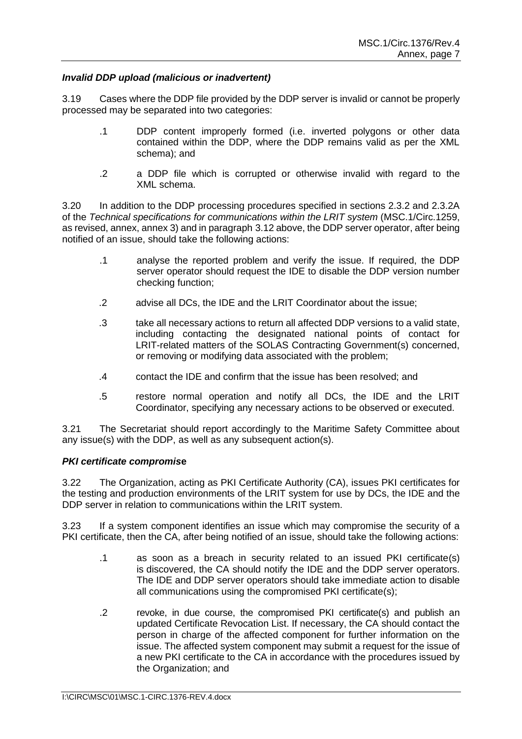***Invalid DDP upload (malicious or inadvertent)***

3.19 Cases where the DDP file provided by the DDP server is invalid or cannot be properly processed may be separated into two categories:

> .1 DDP content improperly formed (i.e. inverted polygons or other data contained within the DDP, where the DDP remains valid as per the XML schema); and
>
> .2 a DDP file which is corrupted or otherwise invalid with regard to the XML schema.

3.20 In addition to the DDP processing procedures specified in sections 2.3.2 and 2.3.2A of the *Technical specifications for communications within the LRIT system* (MSC.1/Circ.1259, as revised, annex, annex 3) and in paragraph 3.12 above, the DDP server operator, after being notified of an issue, should take the following actions:

> .1 analyse the reported problem and verify the issue. If required, the DDP server operator should request the IDE to disable the DDP version number checking function;
>
> .2 advise all DCs, the IDE and the LRIT Coordinator about the issue;
>
> .3 take all necessary actions to return all affected DDP versions to a valid state, including contacting the designated national points of contact for LRIT-related matters of the SOLAS Contracting Government(s) concerned, or removing or modifying data associated with the problem;
>
> .4 contact the IDE and confirm that the issue has been resolved; and
>
> .5 restore normal operation and notify all DCs, the IDE and the LRIT Coordinator, specifying any necessary actions to be observed or executed.

3.21 The Secretariat should report accordingly to the Maritime Safety Committee about any issue(s) with the DDP, as well as any subsequent action(s).

***PKI certificate compromise***

3.22 The Organization, acting as PKI Certificate Authority (CA), issues PKI certificates for the testing and production environments of the LRIT system for use by DCs, the IDE and the DDP server in relation to communications within the LRIT system.

3.23 If a system component identifies an issue which may compromise the security of a PKI certificate, then the CA, after being notified of an issue, should take the following actions:

> .1 as soon as a breach in security related to an issued PKI certificate(s) is discovered, the CA should notify the IDE and the DDP server operators. The IDE and DDP server operators should take immediate action to disable all communications using the compromised PKI certificate(s);
>
> .2 revoke, in due course, the compromised PKI certificate(s) and publish an updated Certificate Revocation List. If necessary, the CA should contact the person in charge of the affected component for further information on the issue. The affected system component may submit a request for the issue of a new PKI certificate to the CA in accordance with the procedures issued by the Organization; and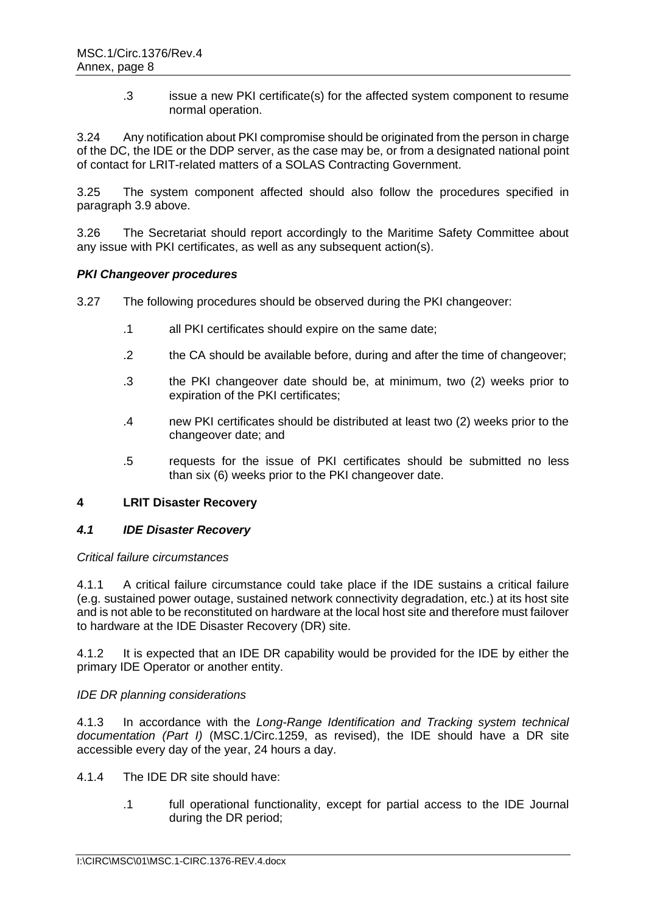.3 issue a new PKI certificate(s) for the affected system component to resume normal operation.

3.24 Any notification about PKI compromise should be originated from the person in charge of the DC, the IDE or the DDP server, as the case may be, or from a designated national point of contact for LRIT-related matters of a SOLAS Contracting Government.

3.25 The system component affected should also follow the procedures specified in paragraph 3.9 above.

3.26 The Secretariat should report accordingly to the Maritime Safety Committee about any issue with PKI certificates, as well as any subsequent action(s).

***PKI Changeover procedures***

3.27 The following procedures should be observed during the PKI changeover:

.1 all PKI certificates should expire on the same date;

.2 the CA should be available before, during and after the time of changeover;

.3 the PKI changeover date should be, at minimum, two (2) weeks prior to expiration of the PKI certificates;

.4 new PKI certificates should be distributed at least two (2) weeks prior to the changeover date; and

.5 requests for the issue of PKI certificates should be submitted no less than six (6) weeks prior to the PKI changeover date.

## 4 LRIT Disaster Recovery

### *4.1 IDE Disaster Recovery*

*Critical failure circumstances*

4.1.1 A critical failure circumstance could take place if the IDE sustains a critical failure (e.g. sustained power outage, sustained network connectivity degradation, etc.) at its host site and is not able to be reconstituted on hardware at the local host site and therefore must failover to hardware at the IDE Disaster Recovery (DR) site.

4.1.2 It is expected that an IDE DR capability would be provided for the IDE by either the primary IDE Operator or another entity.

*IDE DR planning considerations*

4.1.3 In accordance with the *Long-Range Identification and Tracking system technical documentation (Part I)* (MSC.1/Circ.1259, as revised), the IDE should have a DR site accessible every day of the year, 24 hours a day.

4.1.4 The IDE DR site should have:

.1 full operational functionality, except for partial access to the IDE Journal during the DR period;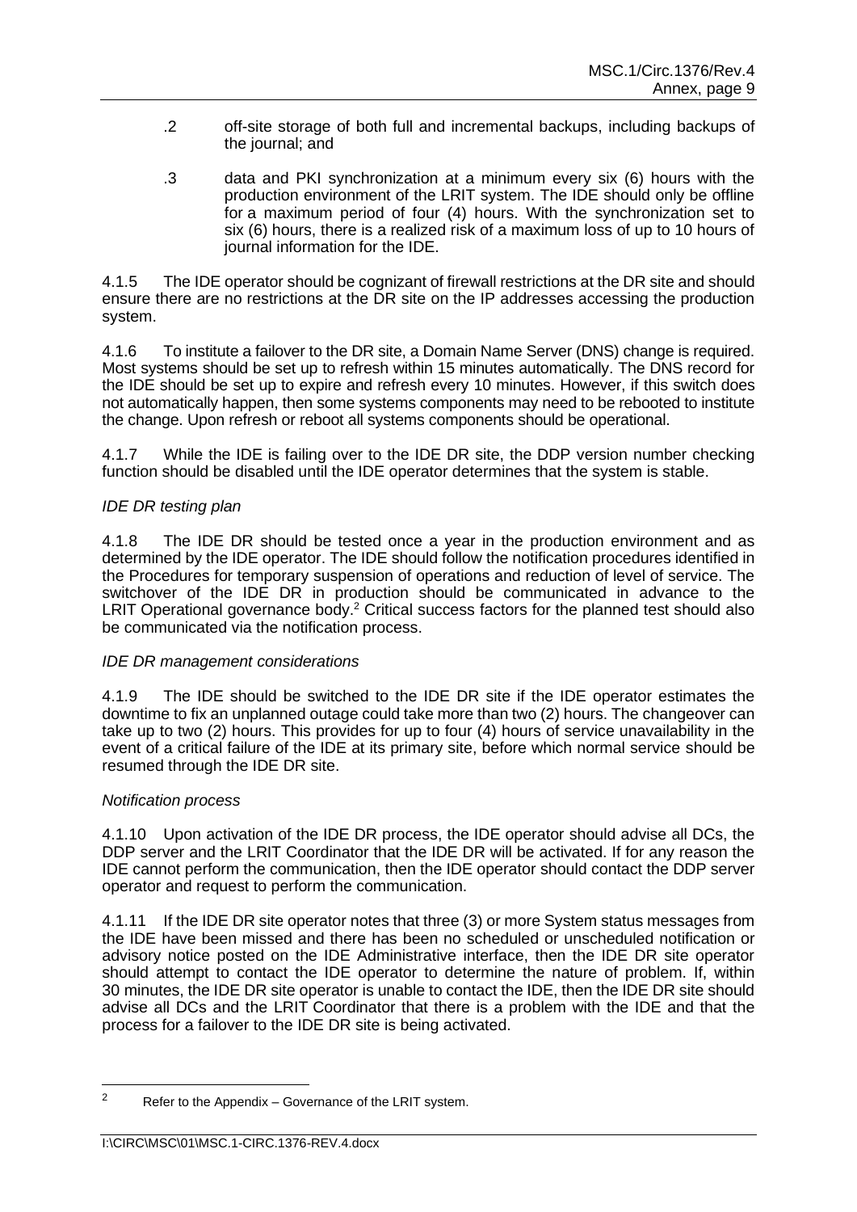.2 off-site storage of both full and incremental backups, including backups of the journal; and

.3 data and PKI synchronization at a minimum every six (6) hours with the production environment of the LRIT system. The IDE should only be offline for a maximum period of four (4) hours. With the synchronization set to six (6) hours, there is a realized risk of a maximum loss of up to 10 hours of journal information for the IDE.

4.1.5 The IDE operator should be cognizant of firewall restrictions at the DR site and should ensure there are no restrictions at the DR site on the IP addresses accessing the production system.

4.1.6 To institute a failover to the DR site, a Domain Name Server (DNS) change is required. Most systems should be set up to refresh within 15 minutes automatically. The DNS record for the IDE should be set up to expire and refresh every 10 minutes. However, if this switch does not automatically happen, then some systems components may need to be rebooted to institute the change. Upon refresh or reboot all systems components should be operational.

4.1.7 While the IDE is failing over to the IDE DR site, the DDP version number checking function should be disabled until the IDE operator determines that the system is stable.

*IDE DR testing plan*

4.1.8 The IDE DR should be tested once a year in the production environment and as determined by the IDE operator. The IDE should follow the notification procedures identified in the Procedures for temporary suspension of operations and reduction of level of service. The switchover of the IDE DR in production should be communicated in advance to the LRIT Operational governance body.[2] Critical success factors for the planned test should also be communicated via the notification process.

*IDE DR management considerations*

4.1.9 The IDE should be switched to the IDE DR site if the IDE operator estimates the downtime to fix an unplanned outage could take more than two (2) hours. The changeover can take up to two (2) hours. This provides for up to four (4) hours of service unavailability in the event of a critical failure of the IDE at its primary site, before which normal service should be resumed through the IDE DR site.

*Notification process*

4.1.10 Upon activation of the IDE DR process, the IDE operator should advise all DCs, the DDP server and the LRIT Coordinator that the IDE DR will be activated. If for any reason the IDE cannot perform the communication, then the IDE operator should contact the DDP server operator and request to perform the communication.

4.1.11 If the IDE DR site operator notes that three (3) or more System status messages from the IDE have been missed and there has been no scheduled or unscheduled notification or advisory notice posted on the IDE Administrative interface, then the IDE DR site operator should attempt to contact the IDE operator to determine the nature of problem. If, within 30 minutes, the IDE DR site operator is unable to contact the IDE, then the IDE DR site should advise all DCs and the LRIT Coordinator that there is a problem with the IDE and that the process for a failover to the IDE DR site is being activated.

[2] Refer to the Appendix – Governance of the LRIT system.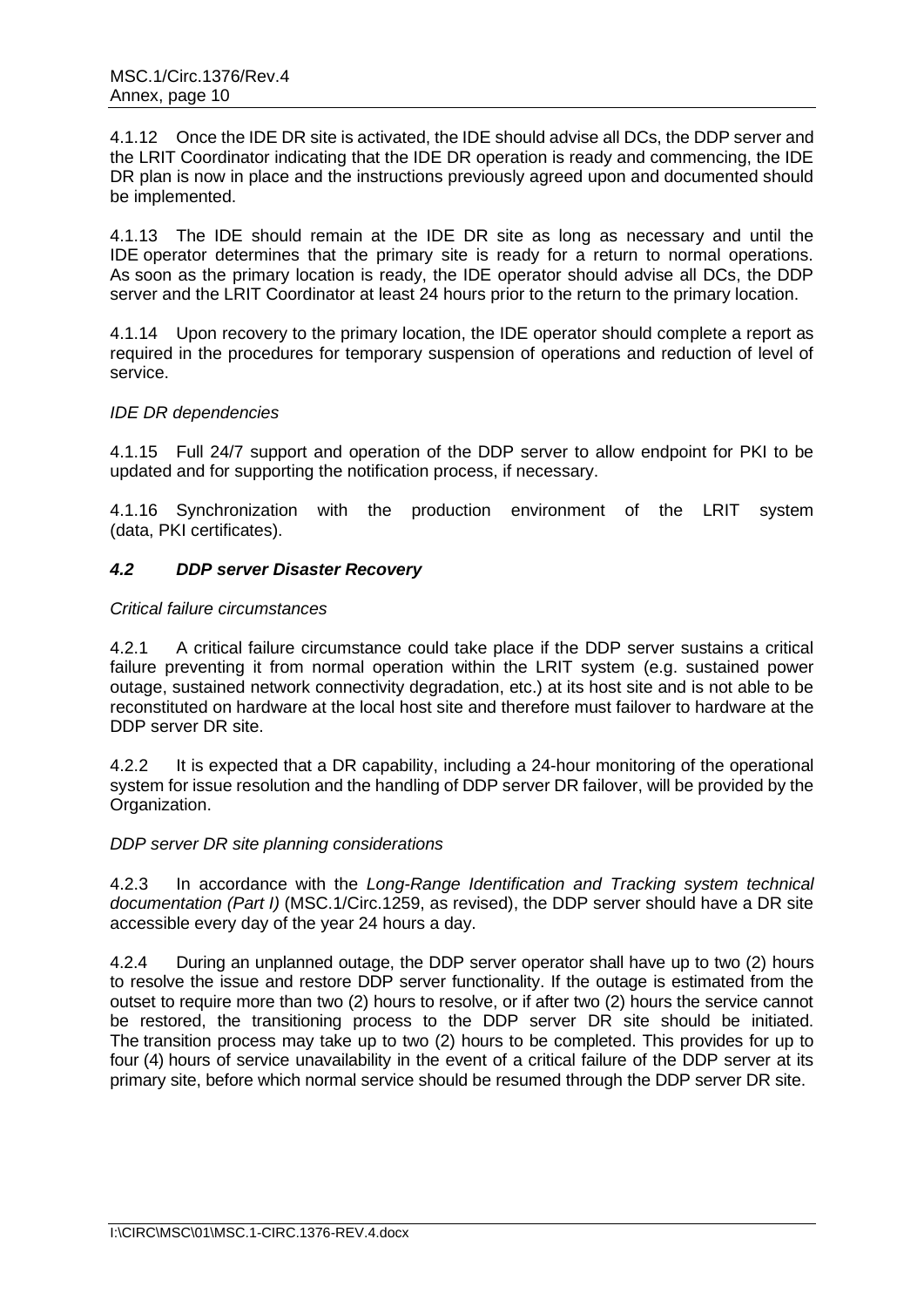4.1.12 Once the IDE DR site is activated, the IDE should advise all DCs, the DDP server and the LRIT Coordinator indicating that the IDE DR operation is ready and commencing, the IDE DR plan is now in place and the instructions previously agreed upon and documented should be implemented.

4.1.13 The IDE should remain at the IDE DR site as long as necessary and until the IDE operator determines that the primary site is ready for a return to normal operations. As soon as the primary location is ready, the IDE operator should advise all DCs, the DDP server and the LRIT Coordinator at least 24 hours prior to the return to the primary location.

4.1.14 Upon recovery to the primary location, the IDE operator should complete a report as required in the procedures for temporary suspension of operations and reduction of level of service.

*IDE DR dependencies*

4.1.15 Full 24/7 support and operation of the DDP server to allow endpoint for PKI to be updated and for supporting the notification process, if necessary.

4.1.16 Synchronization with the production environment of the LRIT system (data, PKI certificates).

### *4.2 DDP server Disaster Recovery*

*Critical failure circumstances*

4.2.1 A critical failure circumstance could take place if the DDP server sustains a critical failure preventing it from normal operation within the LRIT system (e.g. sustained power outage, sustained network connectivity degradation, etc.) at its host site and is not able to be reconstituted on hardware at the local host site and therefore must failover to hardware at the DDP server DR site.

4.2.2 It is expected that a DR capability, including a 24-hour monitoring of the operational system for issue resolution and the handling of DDP server DR failover, will be provided by the Organization.

*DDP server DR site planning considerations*

4.2.3 In accordance with the *Long-Range Identification and Tracking system technical documentation (Part I)* (MSC.1/Circ.1259, as revised), the DDP server should have a DR site accessible every day of the year 24 hours a day.

4.2.4 During an unplanned outage, the DDP server operator shall have up to two (2) hours to resolve the issue and restore DDP server functionality. If the outage is estimated from the outset to require more than two (2) hours to resolve, or if after two (2) hours the service cannot be restored, the transitioning process to the DDP server DR site should be initiated. The transition process may take up to two (2) hours to be completed. This provides for up to four (4) hours of service unavailability in the event of a critical failure of the DDP server at its primary site, before which normal service should be resumed through the DDP server DR site.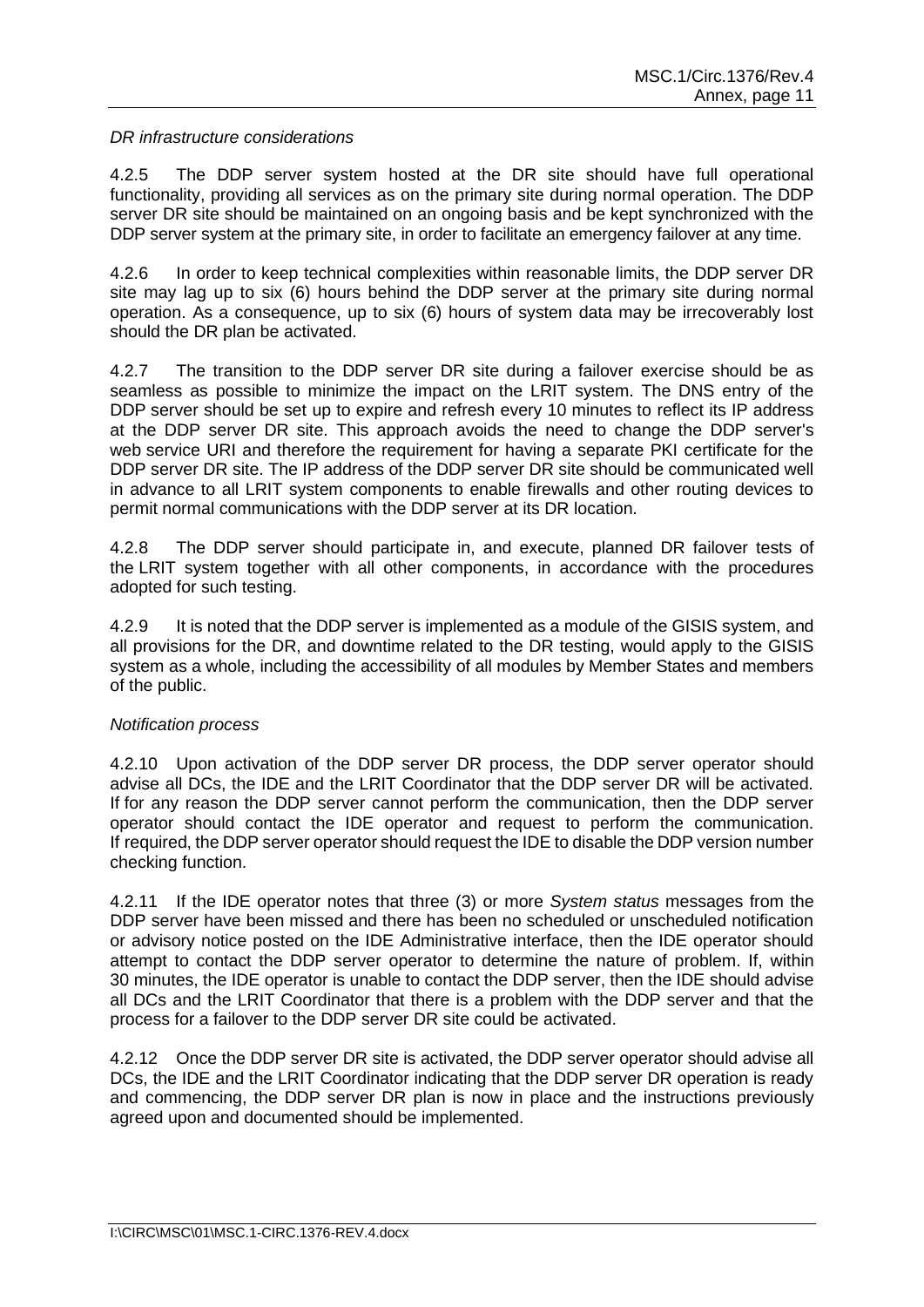*DR infrastructure considerations*

4.2.5 The DDP server system hosted at the DR site should have full operational functionality, providing all services as on the primary site during normal operation. The DDP server DR site should be maintained on an ongoing basis and be kept synchronized with the DDP server system at the primary site, in order to facilitate an emergency failover at any time.

4.2.6 In order to keep technical complexities within reasonable limits, the DDP server DR site may lag up to six (6) hours behind the DDP server at the primary site during normal operation. As a consequence, up to six (6) hours of system data may be irrecoverably lost should the DR plan be activated.

4.2.7 The transition to the DDP server DR site during a failover exercise should be as seamless as possible to minimize the impact on the LRIT system. The DNS entry of the DDP server should be set up to expire and refresh every 10 minutes to reflect its IP address at the DDP server DR site. This approach avoids the need to change the DDP server's web service URI and therefore the requirement for having a separate PKI certificate for the DDP server DR site. The IP address of the DDP server DR site should be communicated well in advance to all LRIT system components to enable firewalls and other routing devices to permit normal communications with the DDP server at its DR location.

4.2.8 The DDP server should participate in, and execute, planned DR failover tests of the LRIT system together with all other components, in accordance with the procedures adopted for such testing.

4.2.9 It is noted that the DDP server is implemented as a module of the GISIS system, and all provisions for the DR, and downtime related to the DR testing, would apply to the GISIS system as a whole, including the accessibility of all modules by Member States and members of the public.

*Notification process*

4.2.10 Upon activation of the DDP server DR process, the DDP server operator should advise all DCs, the IDE and the LRIT Coordinator that the DDP server DR will be activated. If for any reason the DDP server cannot perform the communication, then the DDP server operator should contact the IDE operator and request to perform the communication. If required, the DDP server operator should request the IDE to disable the DDP version number checking function.

4.2.11 If the IDE operator notes that three (3) or more *System status* messages from the DDP server have been missed and there has been no scheduled or unscheduled notification or advisory notice posted on the IDE Administrative interface, then the IDE operator should attempt to contact the DDP server operator to determine the nature of problem. If, within 30 minutes, the IDE operator is unable to contact the DDP server, then the IDE should advise all DCs and the LRIT Coordinator that there is a problem with the DDP server and that the process for a failover to the DDP server DR site could be activated.

4.2.12 Once the DDP server DR site is activated, the DDP server operator should advise all DCs, the IDE and the LRIT Coordinator indicating that the DDP server DR operation is ready and commencing, the DDP server DR plan is now in place and the instructions previously agreed upon and documented should be implemented.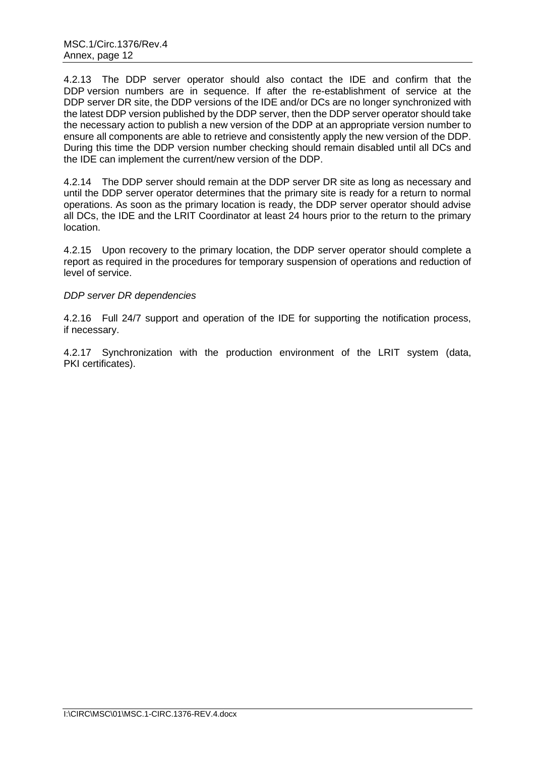4.2.13 The DDP server operator should also contact the IDE and confirm that the DDP version numbers are in sequence. If after the re-establishment of service at the DDP server DR site, the DDP versions of the IDE and/or DCs are no longer synchronized with the latest DDP version published by the DDP server, then the DDP server operator should take the necessary action to publish a new version of the DDP at an appropriate version number to ensure all components are able to retrieve and consistently apply the new version of the DDP. During this time the DDP version number checking should remain disabled until all DCs and the IDE can implement the current/new version of the DDP.

4.2.14 The DDP server should remain at the DDP server DR site as long as necessary and until the DDP server operator determines that the primary site is ready for a return to normal operations. As soon as the primary location is ready, the DDP server operator should advise all DCs, the IDE and the LRIT Coordinator at least 24 hours prior to the return to the primary location.

4.2.15 Upon recovery to the primary location, the DDP server operator should complete a report as required in the procedures for temporary suspension of operations and reduction of level of service.

*DDP server DR dependencies*

4.2.16 Full 24/7 support and operation of the IDE for supporting the notification process, if necessary.

4.2.17 Synchronization with the production environment of the LRIT system (data, PKI certificates).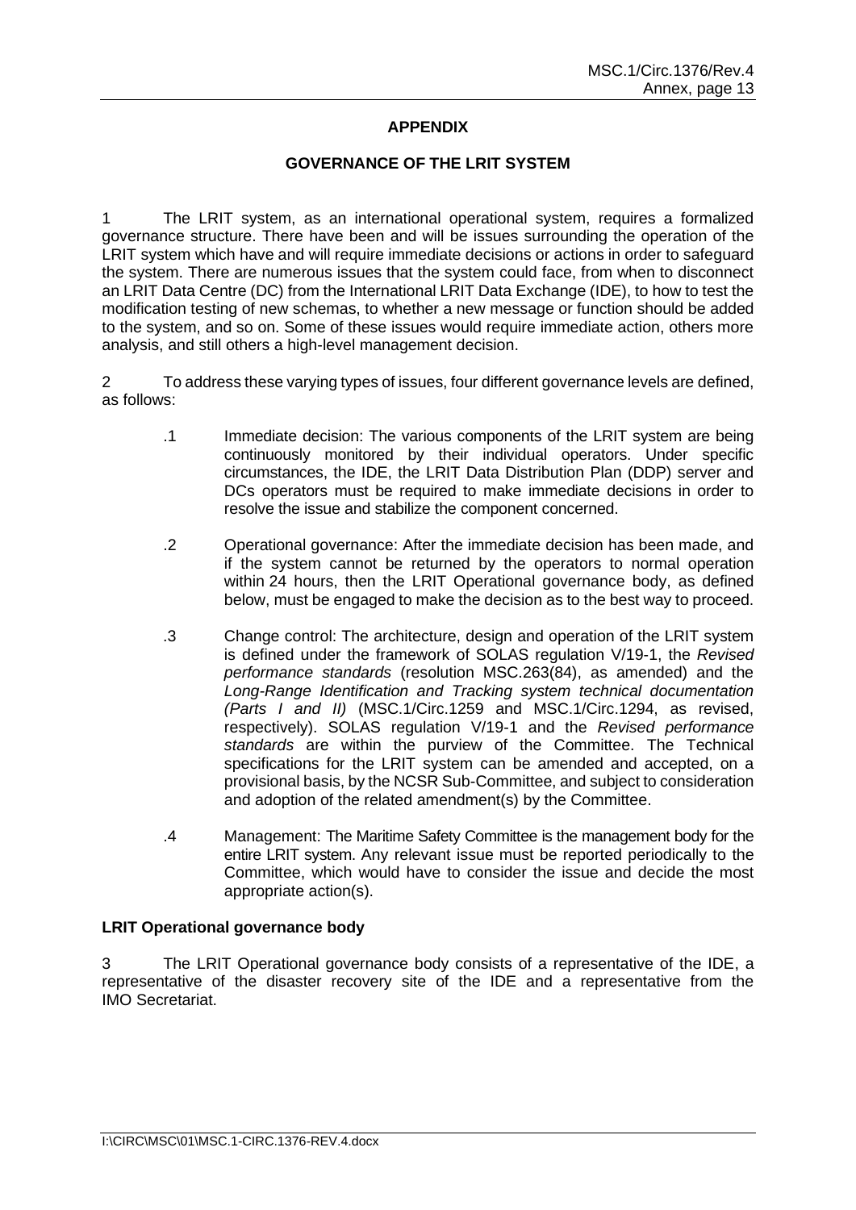## APPENDIX

## GOVERNANCE OF THE LRIT SYSTEM

1 The LRIT system, as an international operational system, requires a formalized governance structure. There have been and will be issues surrounding the operation of the LRIT system which have and will require immediate decisions or actions in order to safeguard the system. There are numerous issues that the system could face, from when to disconnect an LRIT Data Centre (DC) from the International LRIT Data Exchange (IDE), to how to test the modification testing of new schemas, to whether a new message or function should be added to the system, and so on. Some of these issues would require immediate action, others more analysis, and still others a high-level management decision.

2 To address these varying types of issues, four different governance levels are defined, as follows:

.1 Immediate decision: The various components of the LRIT system are being continuously monitored by their individual operators. Under specific circumstances, the IDE, the LRIT Data Distribution Plan (DDP) server and DCs operators must be required to make immediate decisions in order to resolve the issue and stabilize the component concerned.

.2 Operational governance: After the immediate decision has been made, and if the system cannot be returned by the operators to normal operation within 24 hours, then the LRIT Operational governance body, as defined below, must be engaged to make the decision as to the best way to proceed.

.3 Change control: The architecture, design and operation of the LRIT system is defined under the framework of SOLAS regulation V/19-1, the *Revised performance standards* (resolution MSC.263(84), as amended) and the *Long-Range Identification and Tracking system technical documentation (Parts I and II)* (MSC.1/Circ.1259 and MSC.1/Circ.1294, as revised, respectively). SOLAS regulation V/19-1 and the *Revised performance standards* are within the purview of the Committee. The Technical specifications for the LRIT system can be amended and accepted, on a provisional basis, by the NCSR Sub-Committee, and subject to consideration and adoption of the related amendment(s) by the Committee.

.4 Management: The Maritime Safety Committee is the management body for the entire LRIT system. Any relevant issue must be reported periodically to the Committee, which would have to consider the issue and decide the most appropriate action(s).

### LRIT Operational governance body

3 The LRIT Operational governance body consists of a representative of the IDE, a representative of the disaster recovery site of the IDE and a representative from the IMO Secretariat.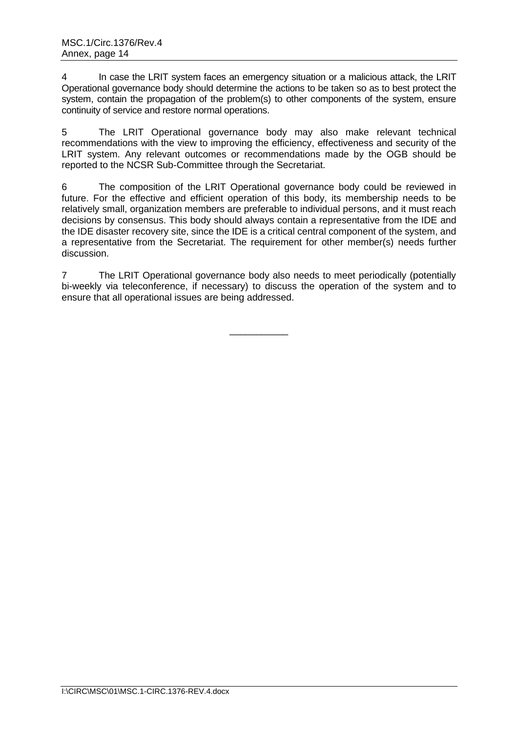4 In case the LRIT system faces an emergency situation or a malicious attack, the LRIT Operational governance body should determine the actions to be taken so as to best protect the system, contain the propagation of the problem(s) to other components of the system, ensure continuity of service and restore normal operations.

5 The LRIT Operational governance body may also make relevant technical recommendations with the view to improving the efficiency, effectiveness and security of the LRIT system. Any relevant outcomes or recommendations made by the OGB should be reported to the NCSR Sub-Committee through the Secretariat.

6 The composition of the LRIT Operational governance body could be reviewed in future. For the effective and efficient operation of this body, its membership needs to be relatively small, organization members are preferable to individual persons, and it must reach decisions by consensus. This body should always contain a representative from the IDE and the IDE disaster recovery site, since the IDE is a critical central component of the system, and a representative from the Secretariat. The requirement for other member(s) needs further discussion.

7 The LRIT Operational governance body also needs to meet periodically (potentially bi-weekly via teleconference, if necessary) to discuss the operation of the system and to ensure that all operational issues are being addressed.

___________